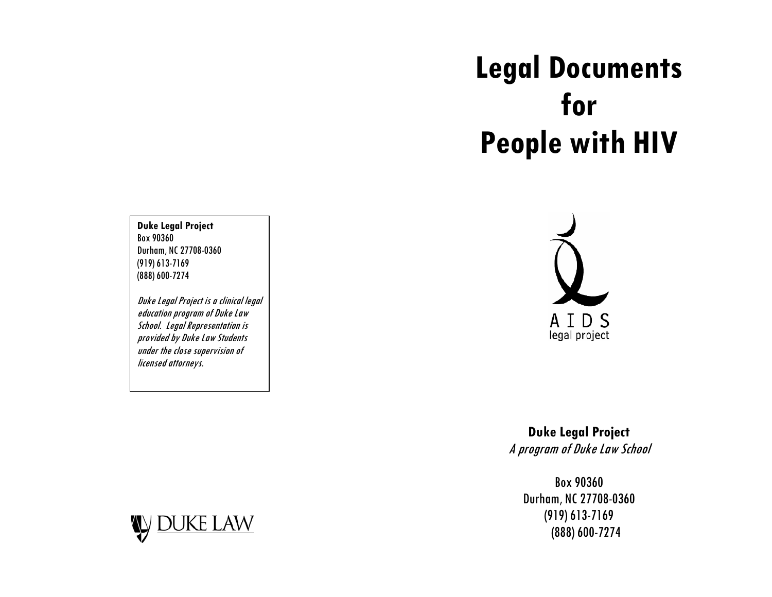**Duke Legal Project**
Box 90360
Durham, NC 27708-0360
(919) 613-7169
(888) 600-7274

*Duke Legal Project is a clinical legal education program of Duke Law School. Legal Representation is provided by Duke Law Students under the close supervision of licensed attorneys.*

DUKE LAW

# Legal Documents for People with HIV

AIDS
legal project

**Duke Legal Project**
*A program of Duke Law School*

Box 90360
Durham, NC 27708-0360
(919) 613-7169
(888) 600-7274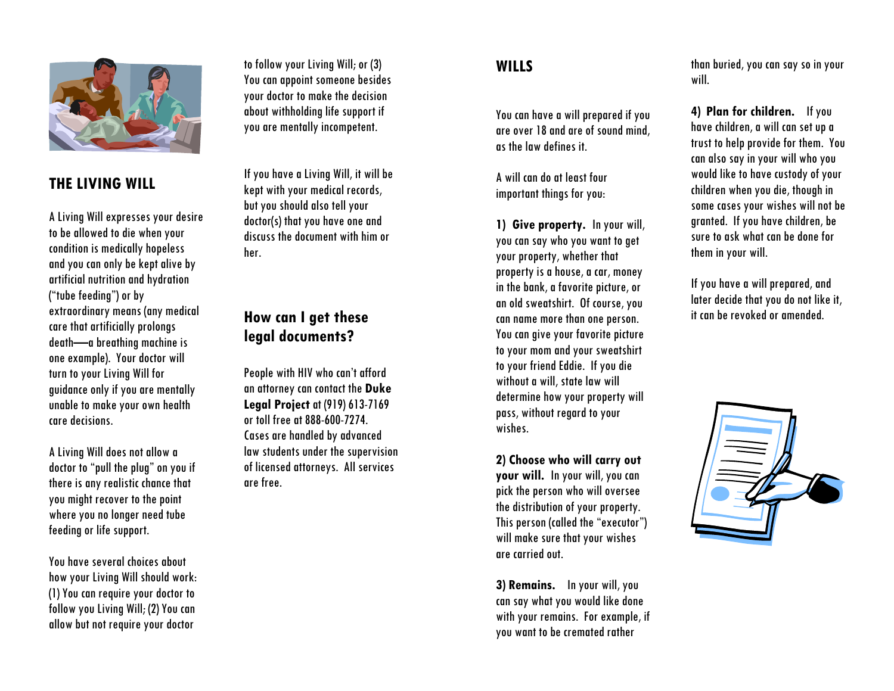## THE LIVING WILL

A Living Will expresses your desire to be allowed to die when your condition is medically hopeless and you can only be kept alive by artificial nutrition and hydration ("tube feeding") or by extraordinary means (any medical care that artificially prolongs death—a breathing machine is one example). Your doctor will turn to your Living Will for guidance only if you are mentally unable to make your own health care decisions.

A Living Will does not allow a doctor to "pull the plug" on you if there is any realistic chance that you might recover to the point where you no longer need tube feeding or life support.

You have several choices about how your Living Will should work: (1) You can require your doctor to follow you Living Will; (2) You can allow but not require your doctor to follow your Living Will; or (3) You can appoint someone besides your doctor to make the decision about withholding life support if you are mentally incompetent.

If you have a Living Will, it will be kept with your medical records, but you should also tell your doctor(s) that you have one and discuss the document with him or her.

## How can I get these legal documents?

People with HIV who can't afford an attorney can contact the **Duke Legal Project** at (919) 613-7169 or toll free at 888-600-7274. Cases are handled by advanced law students under the supervision of licensed attorneys. All services are free.

## WILLS

You can have a will prepared if you are over 18 and are of sound mind, as the law defines it.

A will can do at least four important things for you:

**1) Give property.** In your will, you can say who you want to get your property, whether that property is a house, a car, money in the bank, a favorite picture, or an old sweatshirt. Of course, you can name more than one person. You can give your favorite picture to your mom and your sweatshirt to your friend Eddie. If you die without a will, state law will determine how your property will pass, without regard to your wishes.

**2) Choose who will carry out your will.** In your will, you can pick the person who will oversee the distribution of your property. This person (called the "executor") will make sure that your wishes are carried out.

**3) Remains.** In your will, you can say what you would like done with your remains. For example, if you want to be cremated rather than buried, you can say so in your will.

**4) Plan for children.** If you have children, a will can set up a trust to help provide for them. You can also say in your will who you would like to have custody of your children when you die, though in some cases your wishes will not be granted. If you have children, be sure to ask what can be done for them in your will.

If you have a will prepared, and later decide that you do not like it, it can be revoked or amended.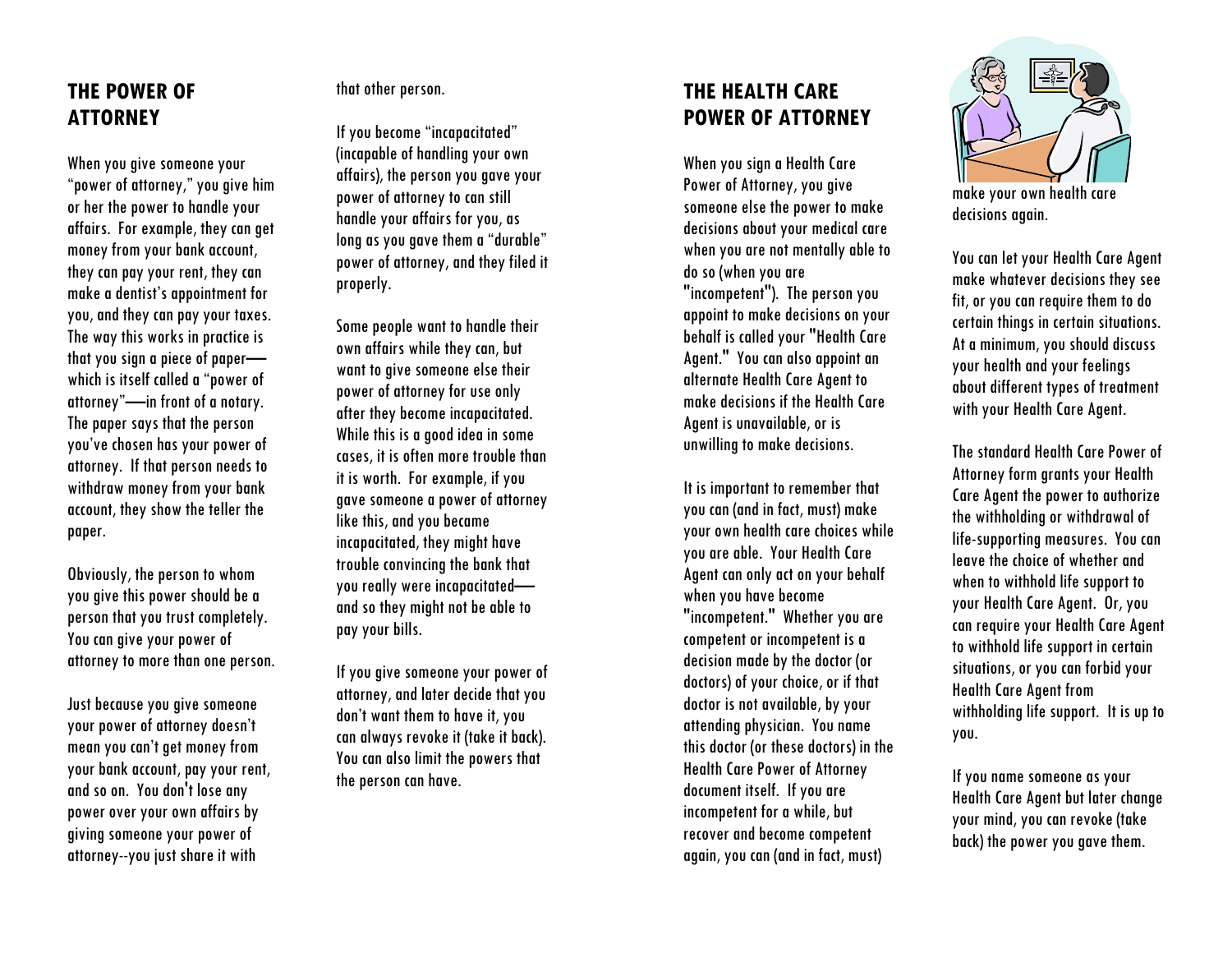## THE POWER OF ATTORNEY

When you give someone your "power of attorney," you give him or her the power to handle your affairs. For example, they can get money from your bank account, they can pay your rent, they can make a dentist's appointment for you, and they can pay your taxes. The way this works in practice is that you sign a piece of paper—which is itself called a "power of attorney"—in front of a notary. The paper says that the person you've chosen has your power of attorney. If that person needs to withdraw money from your bank account, they show the teller the paper.

Obviously, the person to whom you give this power should be a person that you trust completely. You can give your power of attorney to more than one person.

Just because you give someone your power of attorney doesn't mean you can't get money from your bank account, pay your rent, and so on. You don't lose any power over your own affairs by giving someone your power of attorney--you just share it with that other person.

If you become "incapacitated" (incapable of handling your own affairs), the person you gave your power of attorney to can still handle your affairs for you, as long as you gave them a "durable" power of attorney, and they filed it properly.

Some people want to handle their own affairs while they can, but want to give someone else their power of attorney for use only after they become incapacitated. While this is a good idea in some cases, it is often more trouble than it is worth. For example, if you gave someone a power of attorney like this, and you became incapacitated, they might have trouble convincing the bank that you really were incapacitated—and so they might not be able to pay your bills.

If you give someone your power of attorney, and later decide that you don't want them to have it, you can always revoke it (take it back). You can also limit the powers that the person can have.

## THE HEALTH CARE POWER OF ATTORNEY

When you sign a Health Care Power of Attorney, you give someone else the power to make decisions about your medical care when you are not mentally able to do so (when you are "incompetent"). The person you appoint to make decisions on your behalf is called your "Health Care Agent." You can also appoint an alternate Health Care Agent to make decisions if the Health Care Agent is unavailable, or is unwilling to make decisions.

It is important to remember that you can (and in fact, must) make your own health care choices while you are able. Your Health Care Agent can only act on your behalf when you have become "incompetent." Whether you are competent or incompetent is a decision made by the doctor (or doctors) of your choice, or if that doctor is not available, by your attending physician. You name this doctor (or these doctors) in the Health Care Power of Attorney document itself. If you are incompetent for a while, but recover and become competent again, you can (and in fact, must) make your own health care decisions again.

You can let your Health Care Agent make whatever decisions they see fit, or you can require them to do certain things in certain situations. At a minimum, you should discuss your health and your feelings about different types of treatment with your Health Care Agent.

The standard Health Care Power of Attorney form grants your Health Care Agent the power to authorize the withholding or withdrawal of life-supporting measures. You can leave the choice of whether and when to withhold life support to your Health Care Agent. Or, you can require your Health Care Agent to withhold life support in certain situations, or you can forbid your Health Care Agent from withholding life support. It is up to you.

If you name someone as your Health Care Agent but later change your mind, you can revoke (take back) the power you gave them.